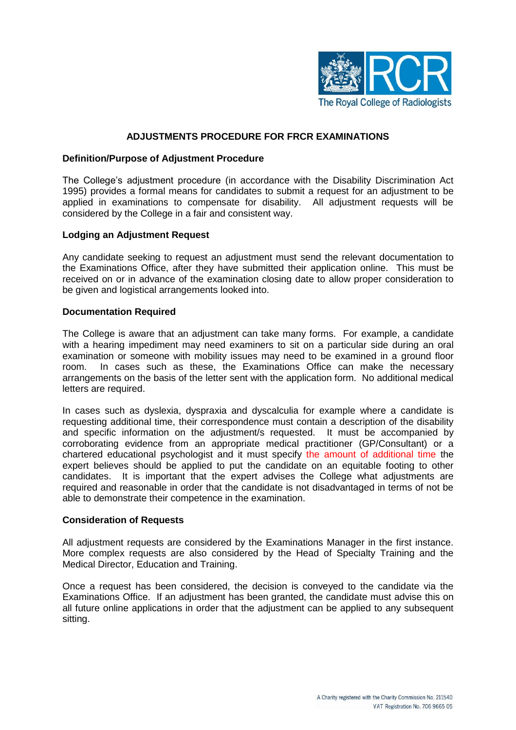# ADJUSTMENTS PROCEDURE FOR FRCR EXAMINATIONS

## Definition/Purpose of Adjustment Procedure

The College's adjustment procedure (in accordance with the Disability Discrimination Act 1995) provides a formal means for candidates to submit a request for an adjustment to be applied in examinations to compensate for disability. All adjustment requests will be considered by the College in a fair and consistent way.

## Lodging an Adjustment Request

Any candidate seeking to request an adjustment must send the relevant documentation to the Examinations Office, after they have submitted their application online. This must be received on or in advance of the examination closing date to allow proper consideration to be given and logistical arrangements looked into.

## Documentation Required

The College is aware that an adjustment can take many forms. For example, a candidate with a hearing impediment may need examiners to sit on a particular side during an oral examination or someone with mobility issues may need to be examined in a ground floor room. In cases such as these, the Examinations Office can make the necessary arrangements on the basis of the letter sent with the application form. No additional medical letters are required.

In cases such as dyslexia, dyspraxia and dyscalculia for example where a candidate is requesting additional time, their correspondence must contain a description of the disability and specific information on the adjustment/s requested. It must be accompanied by corroborating evidence from an appropriate medical practitioner (GP/Consultant) or a chartered educational psychologist and it must specify the amount of additional time the expert believes should be applied to put the candidate on an equitable footing to other candidates. It is important that the expert advises the College what adjustments are required and reasonable in order that the candidate is not disadvantaged in terms of not be able to demonstrate their competence in the examination.

## Consideration of Requests

All adjustment requests are considered by the Examinations Manager in the first instance. More complex requests are also considered by the Head of Specialty Training and the Medical Director, Education and Training.

Once a request has been considered, the decision is conveyed to the candidate via the Examinations Office. If an adjustment has been granted, the candidate must advise this on all future online applications in order that the adjustment can be applied to any subsequent sitting.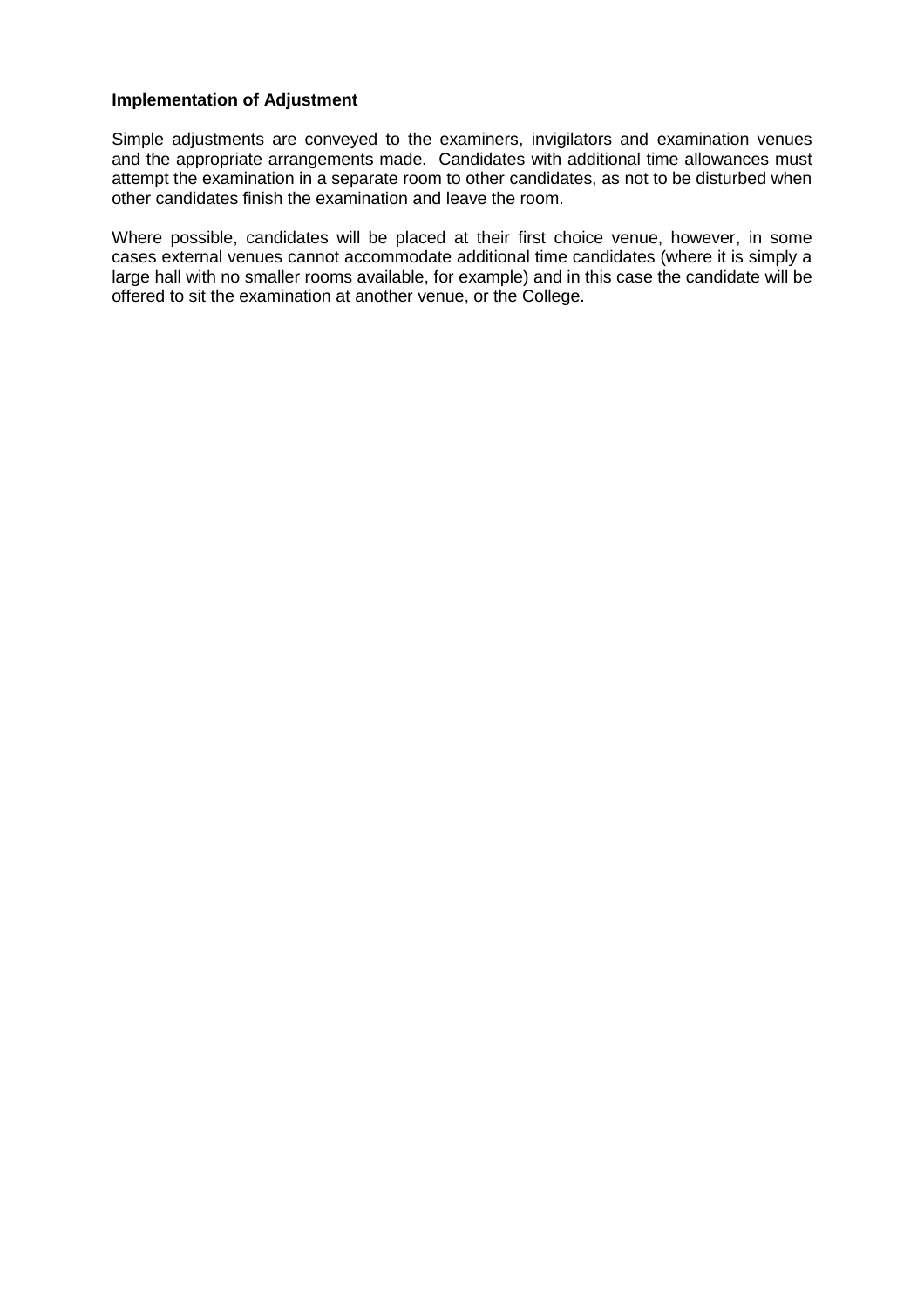**Implementation of Adjustment**

Simple adjustments are conveyed to the examiners, invigilators and examination venues and the appropriate arrangements made. Candidates with additional time allowances must attempt the examination in a separate room to other candidates, as not to be disturbed when other candidates finish the examination and leave the room.

Where possible, candidates will be placed at their first choice venue, however, in some cases external venues cannot accommodate additional time candidates (where it is simply a large hall with no smaller rooms available, for example) and in this case the candidate will be offered to sit the examination at another venue, or the College.